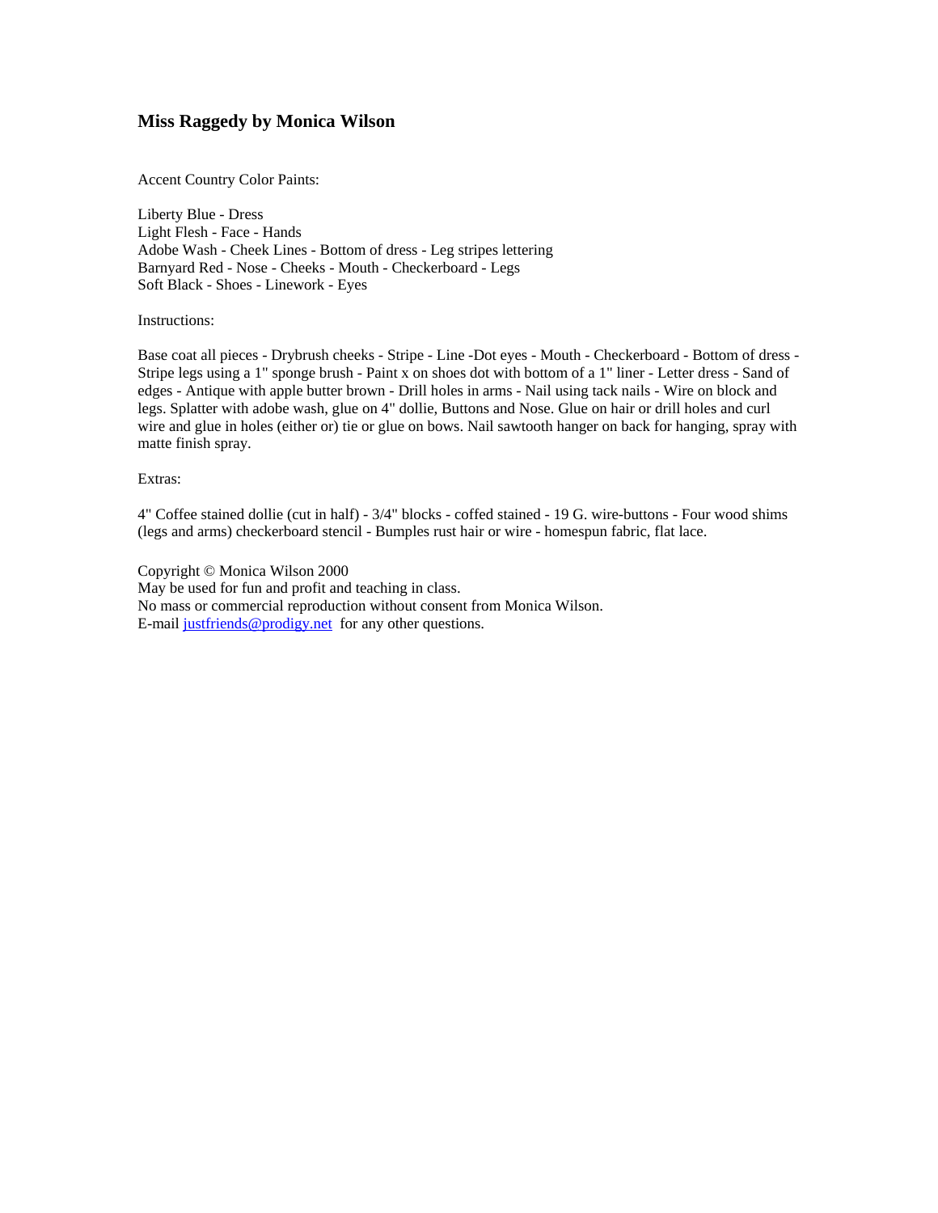# Miss Raggedy by Monica Wilson

Accent Country Color Paints:

Liberty Blue - Dress
Light Flesh - Face - Hands
Adobe Wash - Cheek Lines - Bottom of dress - Leg stripes lettering
Barnyard Red - Nose - Cheeks - Mouth - Checkerboard - Legs
Soft Black - Shoes - Linework - Eyes

Instructions:

Base coat all pieces - Drybrush cheeks - Stripe - Line -Dot eyes - Mouth - Checkerboard - Bottom of dress - Stripe legs using a 1" sponge brush - Paint x on shoes dot with bottom of a 1" liner - Letter dress - Sand of edges - Antique with apple butter brown - Drill holes in arms - Nail using tack nails - Wire on block and legs. Splatter with adobe wash, glue on 4" dollie, Buttons and Nose. Glue on hair or drill holes and curl wire and glue in holes (either or) tie or glue on bows. Nail sawtooth hanger on back for hanging, spray with matte finish spray.

Extras:

4" Coffee stained dollie (cut in half) - 3/4" blocks - coffed stained - 19 G. wire-buttons - Four wood shims (legs and arms) checkerboard stencil - Bumples rust hair or wire - homespun fabric, flat lace.

Copyright © Monica Wilson 2000
May be used for fun and profit and teaching in class.
No mass or commercial reproduction without consent from Monica Wilson.
E-mail justfriends@prodigy.net for any other questions.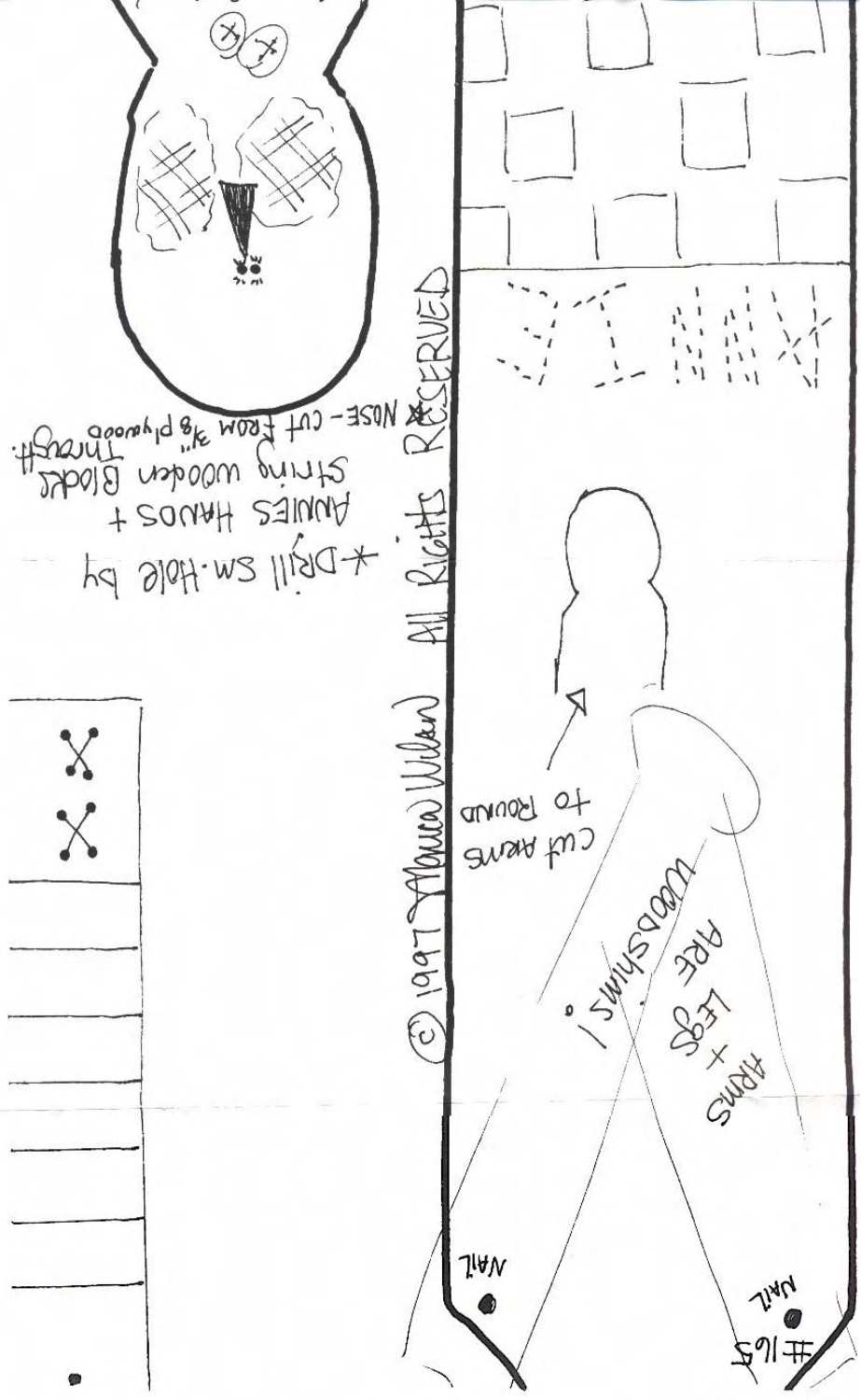★ Drill sm. Hole by
Annies Hands +
String Wooden Blocks
Through.

★ Nose - cut from 3/8" plywood

© 1997 Monica Wilson All Rights Reserved

ANNIE

Cut Arms to Round

Arms + Legs Are Woodsmans!

NAIL

NAIL

#165